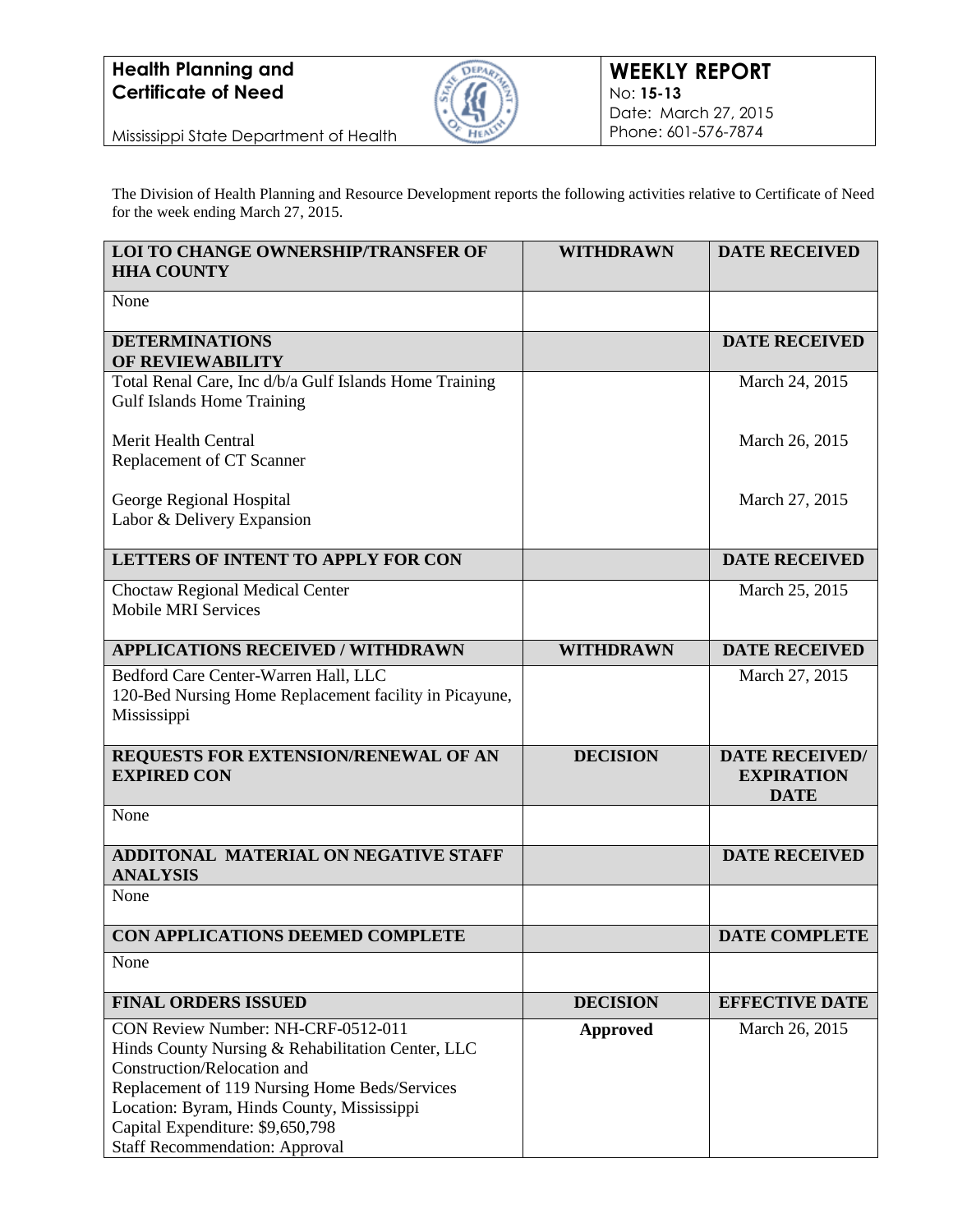**Health Planning and Certificate of Need**

Mississippi State Department of Health

**WEEKLY REPORT**
No: **15-13**
Date: March 27, 2015
Phone: 601-576-7874

The Division of Health Planning and Resource Development reports the following activities relative to Certificate of Need for the week ending March 27, 2015.

| LOI TO CHANGE OWNERSHIP/TRANSFER OF HHA COUNTY | WITHDRAWN | DATE RECEIVED |
|---|---|---|
| None | | |
| **DETERMINATIONS OF REVIEWABILITY** | | **DATE RECEIVED** |
| Total Renal Care, Inc d/b/a Gulf Islands Home Training<br>Gulf Islands Home Training | | March 24, 2015 |
| Merit Health Central<br>Replacement of CT Scanner | | March 26, 2015 |
| George Regional Hospital<br>Labor & Delivery Expansion | | March 27, 2015 |
| **LETTERS OF INTENT TO APPLY FOR CON** | | **DATE RECEIVED** |
| Choctaw Regional Medical Center<br>Mobile MRI Services | | March 25, 2015 |
| **APPLICATIONS RECEIVED / WITHDRAWN** | **WITHDRAWN** | **DATE RECEIVED** |
| Bedford Care Center-Warren Hall, LLC<br>120-Bed Nursing Home Replacement facility in Picayune, Mississippi | | March 27, 2015 |
| **REQUESTS FOR EXTENSION/RENEWAL OF AN EXPIRED CON** | **DECISION** | **DATE RECEIVED/ EXPIRATION DATE** |
| None | | |
| **ADDITONAL MATERIAL ON NEGATIVE STAFF ANALYSIS** | | **DATE RECEIVED** |
| None | | |
| **CON APPLICATIONS DEEMED COMPLETE** | | **DATE COMPLETE** |
| None | | |
| **FINAL ORDERS ISSUED** | **DECISION** | **EFFECTIVE DATE** |
| CON Review Number: NH-CRF-0512-011<br>Hinds County Nursing & Rehabilitation Center, LLC<br>Construction/Relocation and<br>Replacement of 119 Nursing Home Beds/Services<br>Location: Byram, Hinds County, Mississippi<br>Capital Expenditure: $9,650,798<br>Staff Recommendation: Approval | **Approved** | March 26, 2015 |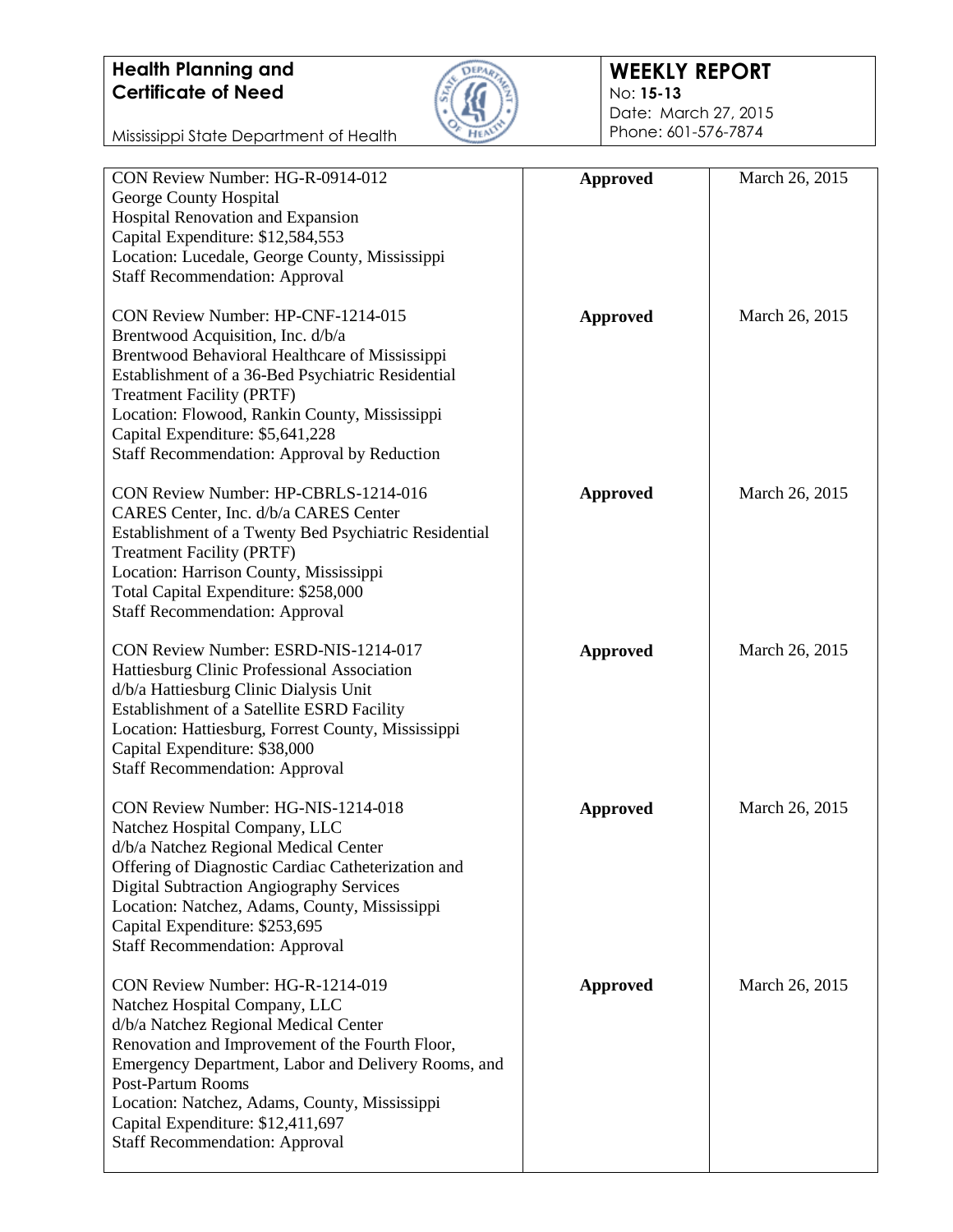**Health Planning and Certificate of Need**

Mississippi State Department of Health

**WEEKLY REPORT**
No: **15-13**
Date: March 27, 2015
Phone: 601-576-7874

| | | |
|---|---|---|
| CON Review Number: HG-R-0914-012<br>George County Hospital<br>Hospital Renovation and Expansion<br>Capital Expenditure: $12,584,553<br>Location: Lucedale, George County, Mississippi<br>Staff Recommendation: Approval | **Approved** | March 26, 2015 |
| CON Review Number: HP-CNF-1214-015<br>Brentwood Acquisition, Inc. d/b/a<br>Brentwood Behavioral Healthcare of Mississippi<br>Establishment of a 36-Bed Psychiatric Residential Treatment Facility (PRTF)<br>Location: Flowood, Rankin County, Mississippi<br>Capital Expenditure: $5,641,228<br>Staff Recommendation: Approval by Reduction | **Approved** | March 26, 2015 |
| CON Review Number: HP-CBRLS-1214-016<br>CARES Center, Inc. d/b/a CARES Center<br>Establishment of a Twenty Bed Psychiatric Residential Treatment Facility (PRTF)<br>Location: Harrison County, Mississippi<br>Total Capital Expenditure: $258,000<br>Staff Recommendation: Approval | **Approved** | March 26, 2015 |
| CON Review Number: ESRD-NIS-1214-017<br>Hattiesburg Clinic Professional Association<br>d/b/a Hattiesburg Clinic Dialysis Unit<br>Establishment of a Satellite ESRD Facility<br>Location: Hattiesburg, Forrest County, Mississippi<br>Capital Expenditure: $38,000<br>Staff Recommendation: Approval | **Approved** | March 26, 2015 |
| CON Review Number: HG-NIS-1214-018<br>Natchez Hospital Company, LLC<br>d/b/a Natchez Regional Medical Center<br>Offering of Diagnostic Cardiac Catheterization and Digital Subtraction Angiography Services<br>Location: Natchez, Adams, County, Mississippi<br>Capital Expenditure: $253,695<br>Staff Recommendation: Approval | **Approved** | March 26, 2015 |
| CON Review Number: HG-R-1214-019<br>Natchez Hospital Company, LLC<br>d/b/a Natchez Regional Medical Center<br>Renovation and Improvement of the Fourth Floor, Emergency Department, Labor and Delivery Rooms, and Post-Partum Rooms<br>Location: Natchez, Adams, County, Mississippi<br>Capital Expenditure: $12,411,697<br>Staff Recommendation: Approval | **Approved** | March 26, 2015 |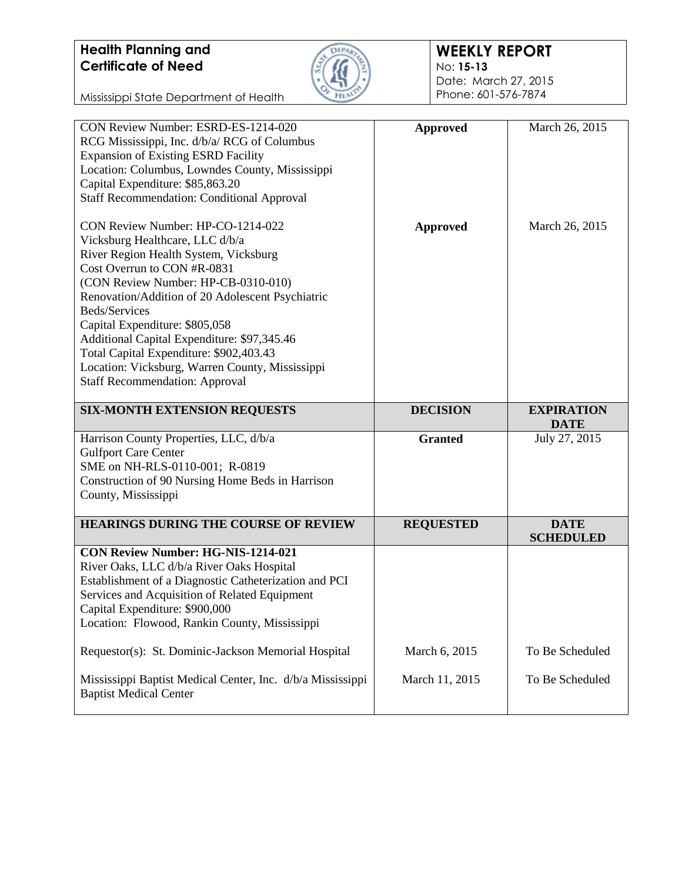**Health Planning and Certificate of Need**

Mississippi State Department of Health

**WEEKLY REPORT**
No: **15-13**
Date: March 27, 2015
Phone: 601-576-7874

| | | |
|---|---|---|
| CON Review Number: ESRD-ES-1214-020<br>RCG Mississippi, Inc. d/b/a/ RCG of Columbus<br>Expansion of Existing ESRD Facility<br>Location: Columbus, Lowndes County, Mississippi<br>Capital Expenditure: $85,863.20<br>Staff Recommendation: Conditional Approval | **Approved** | March 26, 2015 |
| CON Review Number: HP-CO-1214-022<br>Vicksburg Healthcare, LLC d/b/a<br>River Region Health System, Vicksburg<br>Cost Overrun to CON #R-0831<br>(CON Review Number: HP-CB-0310-010)<br>Renovation/Addition of 20 Adolescent Psychiatric Beds/Services<br>Capital Expenditure: $805,058<br>Additional Capital Expenditure: $97,345.46<br>Total Capital Expenditure: $902,403.43<br>Location: Vicksburg, Warren County, Mississippi<br>Staff Recommendation: Approval | **Approved** | March 26, 2015 |
| **SIX-MONTH EXTENSION REQUESTS** | **DECISION** | **EXPIRATION DATE** |
| Harrison County Properties, LLC, d/b/a<br>Gulfport Care Center<br>SME on NH-RLS-0110-001; R-0819<br>Construction of 90 Nursing Home Beds in Harrison County, Mississippi | **Granted** | July 27, 2015 |
| **HEARINGS DURING THE COURSE OF REVIEW** | **REQUESTED** | **DATE SCHEDULED** |
| **CON Review Number: HG-NIS-1214-021**<br>River Oaks, LLC d/b/a River Oaks Hospital<br>Establishment of a Diagnostic Catheterization and PCI Services and Acquisition of Related Equipment<br>Capital Expenditure: $900,000<br>Location: Flowood, Rankin County, Mississippi | | |
| Requestor(s): St. Dominic-Jackson Memorial Hospital | March 6, 2015 | To Be Scheduled |
| Mississippi Baptist Medical Center, Inc. d/b/a Mississippi Baptist Medical Center | March 11, 2015 | To Be Scheduled |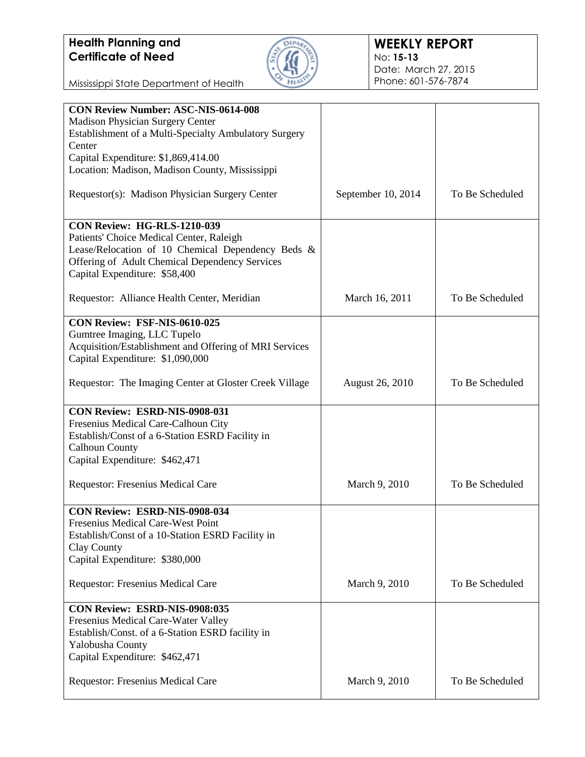**Health Planning and Certificate of Need**

Mississippi State Department of Health

**WEEKLY REPORT**
No: **15-13**
Date: March 27, 2015
Phone: 601-576-7874

| | | |
|---|---|---|
| **CON Review Number: ASC-NIS-0614-008**<br>Madison Physician Surgery Center<br>Establishment of a Multi-Specialty Ambulatory Surgery Center<br>Capital Expenditure: $1,869,414.00<br>Location: Madison, Madison County, Mississippi<br><br>Requestor(s): Madison Physician Surgery Center | September 10, 2014 | To Be Scheduled |
| **CON Review: HG-RLS-1210-039**<br>Patients' Choice Medical Center, Raleigh<br>Lease/Relocation of 10 Chemical Dependency Beds & Offering of Adult Chemical Dependency Services<br>Capital Expenditure: $58,400<br><br>Requestor: Alliance Health Center, Meridian | March 16, 2011 | To Be Scheduled |
| **CON Review: FSF-NIS-0610-025**<br>Gumtree Imaging, LLC Tupelo<br>Acquisition/Establishment and Offering of MRI Services<br>Capital Expenditure: $1,090,000<br><br>Requestor: The Imaging Center at Gloster Creek Village | August 26, 2010 | To Be Scheduled |
| **CON Review: ESRD-NIS-0908-031**<br>Fresenius Medical Care-Calhoun City<br>Establish/Const of a 6-Station ESRD Facility in Calhoun County<br>Capital Expenditure: $462,471<br><br>Requestor: Fresenius Medical Care | March 9, 2010 | To Be Scheduled |
| **CON Review: ESRD-NIS-0908-034**<br>Fresenius Medical Care-West Point<br>Establish/Const of a 10-Station ESRD Facility in Clay County<br>Capital Expenditure: $380,000<br><br>Requestor: Fresenius Medical Care | March 9, 2010 | To Be Scheduled |
| **CON Review: ESRD-NIS-0908:035**<br>Fresenius Medical Care-Water Valley<br>Establish/Const. of a 6-Station ESRD facility in Yalobusha County<br>Capital Expenditure: $462,471<br><br>Requestor: Fresenius Medical Care | March 9, 2010 | To Be Scheduled |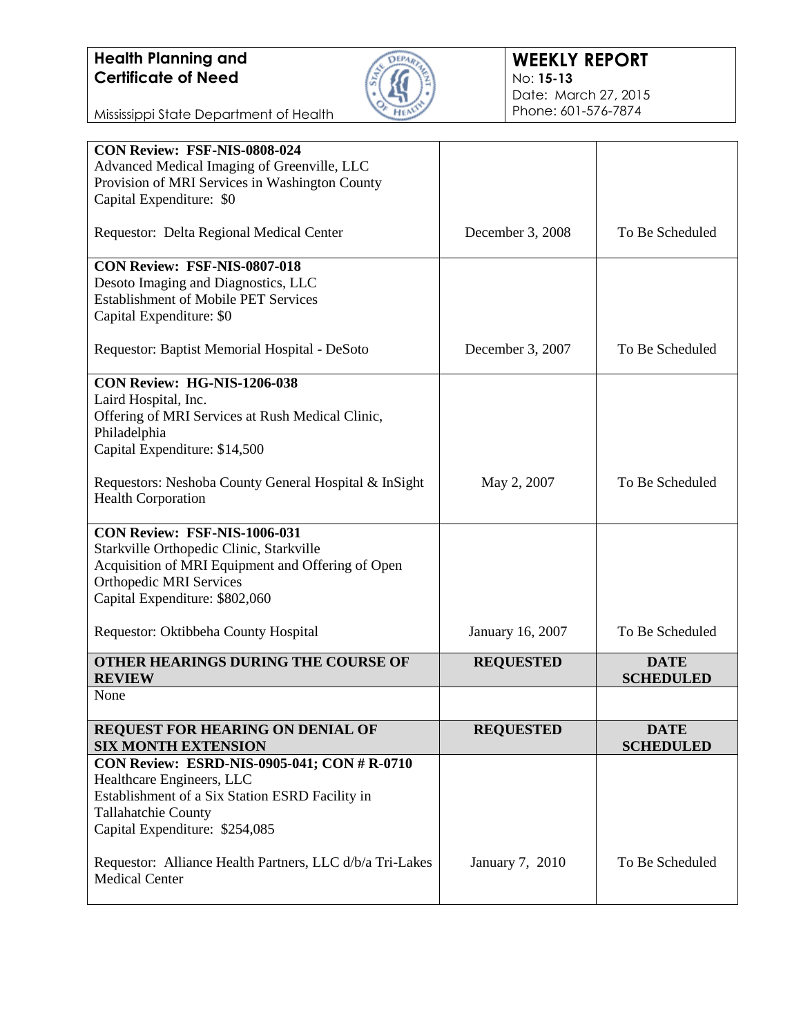| | | |
|---|---|---|
| **CON Review: FSF-NIS-0808-024**<br>Advanced Medical Imaging of Greenville, LLC<br>Provision of MRI Services in Washington County<br>Capital Expenditure: $0<br><br>Requestor: Delta Regional Medical Center | December 3, 2008 | To Be Scheduled |
| **CON Review: FSF-NIS-0807-018**<br>Desoto Imaging and Diagnostics, LLC<br>Establishment of Mobile PET Services<br>Capital Expenditure: $0<br><br>Requestor: Baptist Memorial Hospital - DeSoto | December 3, 2007 | To Be Scheduled |
| **CON Review: HG-NIS-1206-038**<br>Laird Hospital, Inc.<br>Offering of MRI Services at Rush Medical Clinic, Philadelphia<br>Capital Expenditure: $14,500<br><br>Requestors: Neshoba County General Hospital & InSight Health Corporation | May 2, 2007 | To Be Scheduled |
| **CON Review: FSF-NIS-1006-031**<br>Starkville Orthopedic Clinic, Starkville<br>Acquisition of MRI Equipment and Offering of Open Orthopedic MRI Services<br>Capital Expenditure: $802,060<br><br>Requestor: Oktibbeha County Hospital | January 16, 2007 | To Be Scheduled |

| OTHER HEARINGS DURING THE COURSE OF REVIEW | REQUESTED | DATE SCHEDULED |
|---|---|---|
| None | | |

| REQUEST FOR HEARING ON DENIAL OF SIX MONTH EXTENSION | REQUESTED | DATE SCHEDULED |
|---|---|---|
| **CON Review: ESRD-NIS-0905-041; CON # R-0710**<br>Healthcare Engineers, LLC<br>Establishment of a Six Station ESRD Facility in Tallahatchie County<br>Capital Expenditure: $254,085<br><br>Requestor: Alliance Health Partners, LLC d/b/a Tri-Lakes Medical Center | January 7, 2010 | To Be Scheduled |